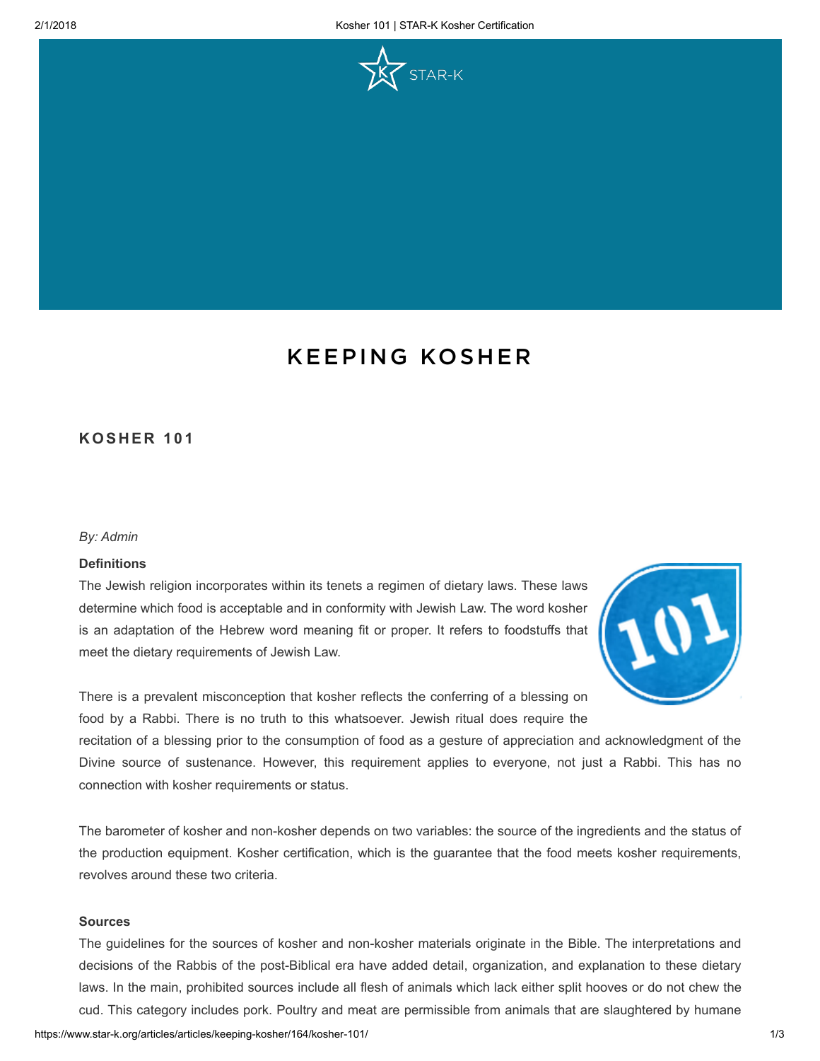# KEEPING KOSHER

## KOSHER 101

*By: Admin*

**Definitions**

The Jewish religion incorporates within its tenets a regimen of dietary laws. These laws determine which food is acceptable and in conformity with Jewish Law. The word kosher is an adaptation of the Hebrew word meaning fit or proper. It refers to foodstuffs that meet the dietary requirements of Jewish Law.

There is a prevalent misconception that kosher reflects the conferring of a blessing on food by a Rabbi. There is no truth to this whatsoever. Jewish ritual does require the recitation of a blessing prior to the consumption of food as a gesture of appreciation and acknowledgment of the Divine source of sustenance. However, this requirement applies to everyone, not just a Rabbi. This has no connection with kosher requirements or status.

The barometer of kosher and non-kosher depends on two variables: the source of the ingredients and the status of the production equipment. Kosher certification, which is the guarantee that the food meets kosher requirements, revolves around these two criteria.

**Sources**

The guidelines for the sources of kosher and non-kosher materials originate in the Bible. The interpretations and decisions of the Rabbis of the post-Biblical era have added detail, organization, and explanation to these dietary laws. In the main, prohibited sources include all flesh of animals which lack either split hooves or do not chew the cud. This category includes pork. Poultry and meat are permissible from animals that are slaughtered by humane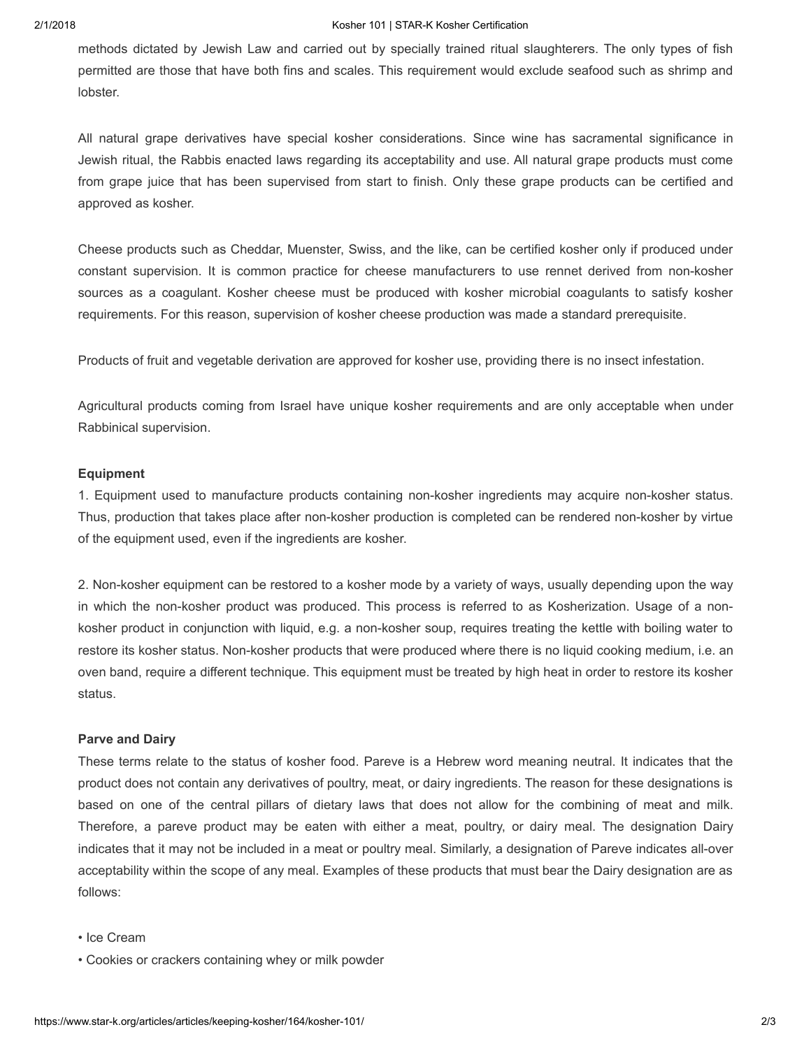methods dictated by Jewish Law and carried out by specially trained ritual slaughterers. The only types of fish permitted are those that have both fins and scales. This requirement would exclude seafood such as shrimp and lobster.

All natural grape derivatives have special kosher considerations. Since wine has sacramental significance in Jewish ritual, the Rabbis enacted laws regarding its acceptability and use. All natural grape products must come from grape juice that has been supervised from start to finish. Only these grape products can be certified and approved as kosher.

Cheese products such as Cheddar, Muenster, Swiss, and the like, can be certified kosher only if produced under constant supervision. It is common practice for cheese manufacturers to use rennet derived from non-kosher sources as a coagulant. Kosher cheese must be produced with kosher microbial coagulants to satisfy kosher requirements. For this reason, supervision of kosher cheese production was made a standard prerequisite.

Products of fruit and vegetable derivation are approved for kosher use, providing there is no insect infestation.

Agricultural products coming from Israel have unique kosher requirements and are only acceptable when under Rabbinical supervision.

**Equipment**

1. Equipment used to manufacture products containing non-kosher ingredients may acquire non-kosher status. Thus, production that takes place after non-kosher production is completed can be rendered non-kosher by virtue of the equipment used, even if the ingredients are kosher.

2. Non-kosher equipment can be restored to a kosher mode by a variety of ways, usually depending upon the way in which the non-kosher product was produced. This process is referred to as Kosherization. Usage of a non-kosher product in conjunction with liquid, e.g. a non-kosher soup, requires treating the kettle with boiling water to restore its kosher status. Non-kosher products that were produced where there is no liquid cooking medium, i.e. an oven band, require a different technique. This equipment must be treated by high heat in order to restore its kosher status.

**Parve and Dairy**

These terms relate to the status of kosher food. Pareve is a Hebrew word meaning neutral. It indicates that the product does not contain any derivatives of poultry, meat, or dairy ingredients. The reason for these designations is based on one of the central pillars of dietary laws that does not allow for the combining of meat and milk. Therefore, a pareve product may be eaten with either a meat, poultry, or dairy meal. The designation Dairy indicates that it may not be included in a meat or poultry meal. Similarly, a designation of Pareve indicates all-over acceptability within the scope of any meal. Examples of these products that must bear the Dairy designation are as follows:

- Ice Cream
- Cookies or crackers containing whey or milk powder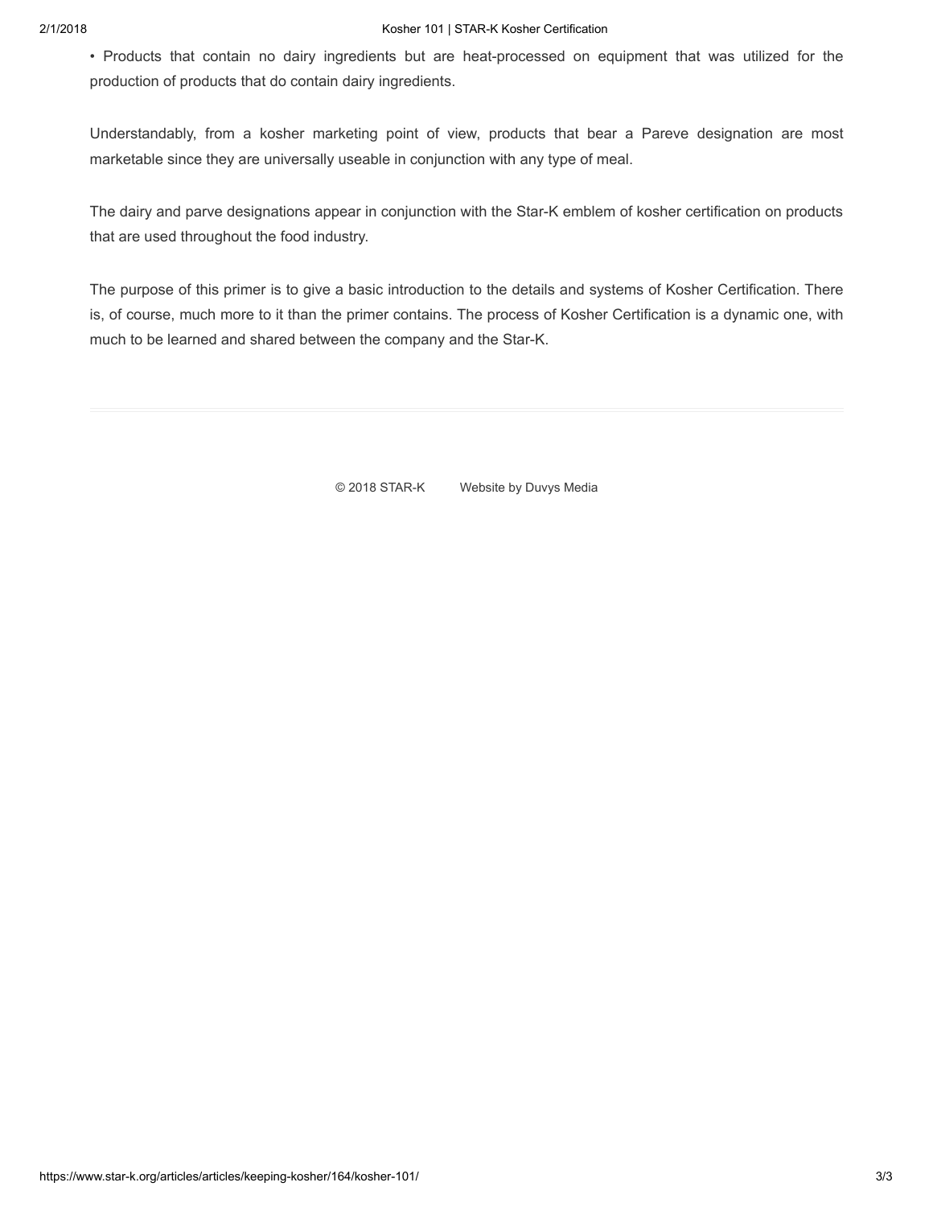• Products that contain no dairy ingredients but are heat-processed on equipment that was utilized for the production of products that do contain dairy ingredients.

Understandably, from a kosher marketing point of view, products that bear a Pareve designation are most marketable since they are universally useable in conjunction with any type of meal.

The dairy and parve designations appear in conjunction with the Star-K emblem of kosher certification on products that are used throughout the food industry.

The purpose of this primer is to give a basic introduction to the details and systems of Kosher Certification. There is, of course, much more to it than the primer contains. The process of Kosher Certification is a dynamic one, with much to be learned and shared between the company and the Star-K.

---

© 2018 STAR-K     Website by Duvys Media